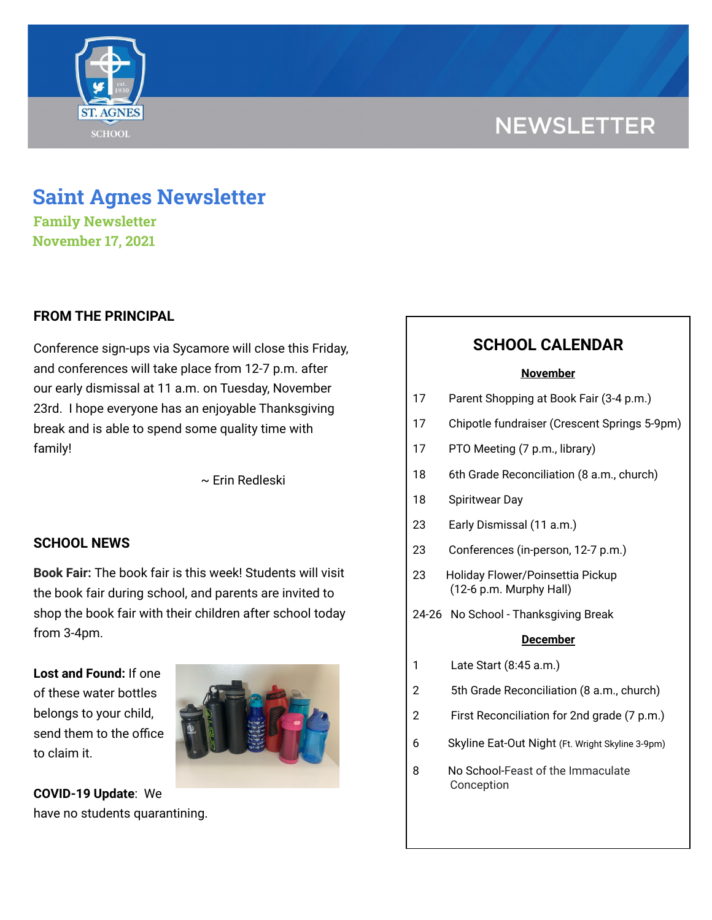# Saint Agnes Newsletter

**Family Newsletter**
**November 17, 2021**

## FROM THE PRINCIPAL

Conference sign-ups via Sycamore will close this Friday, and conferences will take place from 12-7 p.m. after our early dismissal at 11 a.m. on Tuesday, November 23rd. I hope everyone has an enjoyable Thanksgiving break and is able to spend some quality time with family!

~ Erin Redleski

## SCHOOL NEWS

**Book Fair:** The book fair is this week! Students will visit the book fair during school, and parents are invited to shop the book fair with their children after school today from 3-4pm.

**Lost and Found:** If one of these water bottles belongs to your child, send them to the office to claim it.

**COVID-19 Update**: We have no students quarantining.

## SCHOOL CALENDAR

**November**

| | |
|---|---|
| 17 | Parent Shopping at Book Fair (3-4 p.m.) |
| 17 | Chipotle fundraiser (Crescent Springs 5-9pm) |
| 17 | PTO Meeting (7 p.m., library) |
| 18 | 6th Grade Reconciliation (8 a.m., church) |
| 18 | Spiritwear Day |
| 23 | Early Dismissal (11 a.m.) |
| 23 | Conferences (in-person, 12-7 p.m.) |
| 23 | Holiday Flower/Poinsettia Pickup (12-6 p.m. Murphy Hall) |
| 24-26 | No School - Thanksgiving Break |

**December**

| | |
|---|---|
| 1 | Late Start (8:45 a.m.) |
| 2 | 5th Grade Reconciliation (8 a.m., church) |
| 2 | First Reconciliation for 2nd grade (7 p.m.) |
| 6 | Skyline Eat-Out Night (Ft. Wright Skyline 3-9pm) |
| 8 | No School-Feast of the Immaculate Conception |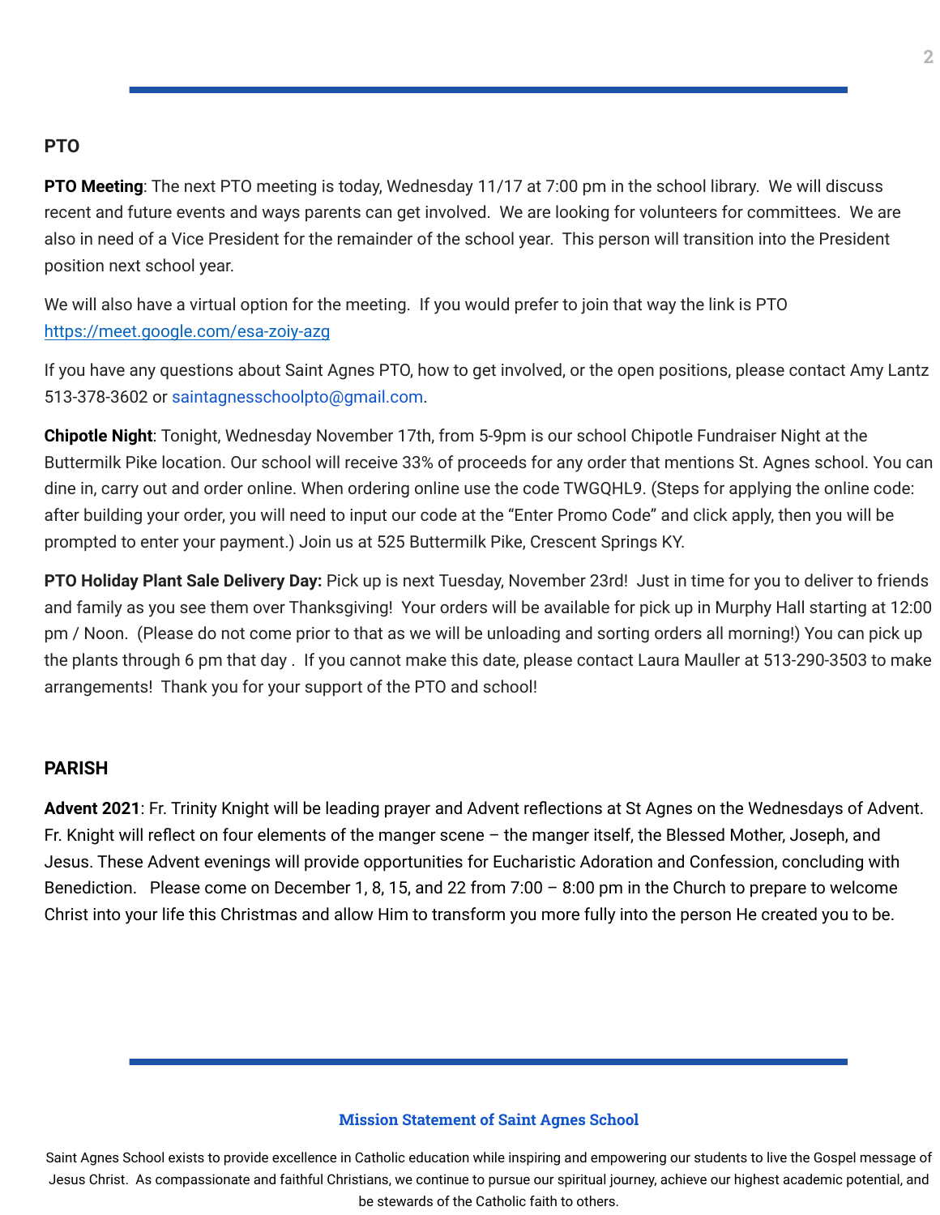## PTO

**PTO Meeting**: The next PTO meeting is today, Wednesday 11/17 at 7:00 pm in the school library. We will discuss recent and future events and ways parents can get involved. We are looking for volunteers for committees. We are also in need of a Vice President for the remainder of the school year. This person will transition into the President position next school year.

We will also have a virtual option for the meeting. If you would prefer to join that way the link is PTO https://meet.google.com/esa-zoiy-azg

If you have any questions about Saint Agnes PTO, how to get involved, or the open positions, please contact Amy Lantz 513-378-3602 or saintagnesschoolpto@gmail.com.

**Chipotle Night**: Tonight, Wednesday November 17th, from 5-9pm is our school Chipotle Fundraiser Night at the Buttermilk Pike location. Our school will receive 33% of proceeds for any order that mentions St. Agnes school. You can dine in, carry out and order online. When ordering online use the code TWGQHL9. (Steps for applying the online code: after building your order, you will need to input our code at the "Enter Promo Code" and click apply, then you will be prompted to enter your payment.) Join us at 525 Buttermilk Pike, Crescent Springs KY.

**PTO Holiday Plant Sale Delivery Day:** Pick up is next Tuesday, November 23rd! Just in time for you to deliver to friends and family as you see them over Thanksgiving! Your orders will be available for pick up in Murphy Hall starting at 12:00 pm / Noon. (Please do not come prior to that as we will be unloading and sorting orders all morning!) You can pick up the plants through 6 pm that day . If you cannot make this date, please contact Laura Mauller at 513-290-3503 to make arrangements! Thank you for your support of the PTO and school!

## PARISH

**Advent 2021**: Fr. Trinity Knight will be leading prayer and Advent reflections at St Agnes on the Wednesdays of Advent. Fr. Knight will reflect on four elements of the manger scene – the manger itself, the Blessed Mother, Joseph, and Jesus. These Advent evenings will provide opportunities for Eucharistic Adoration and Confession, concluding with Benediction. Please come on December 1, 8, 15, and 22 from 7:00 – 8:00 pm in the Church to prepare to welcome Christ into your life this Christmas and allow Him to transform you more fully into the person He created you to be.

---

**Mission Statement of Saint Agnes School**

Saint Agnes School exists to provide excellence in Catholic education while inspiring and empowering our students to live the Gospel message of Jesus Christ. As compassionate and faithful Christians, we continue to pursue our spiritual journey, achieve our highest academic potential, and be stewards of the Catholic faith to others.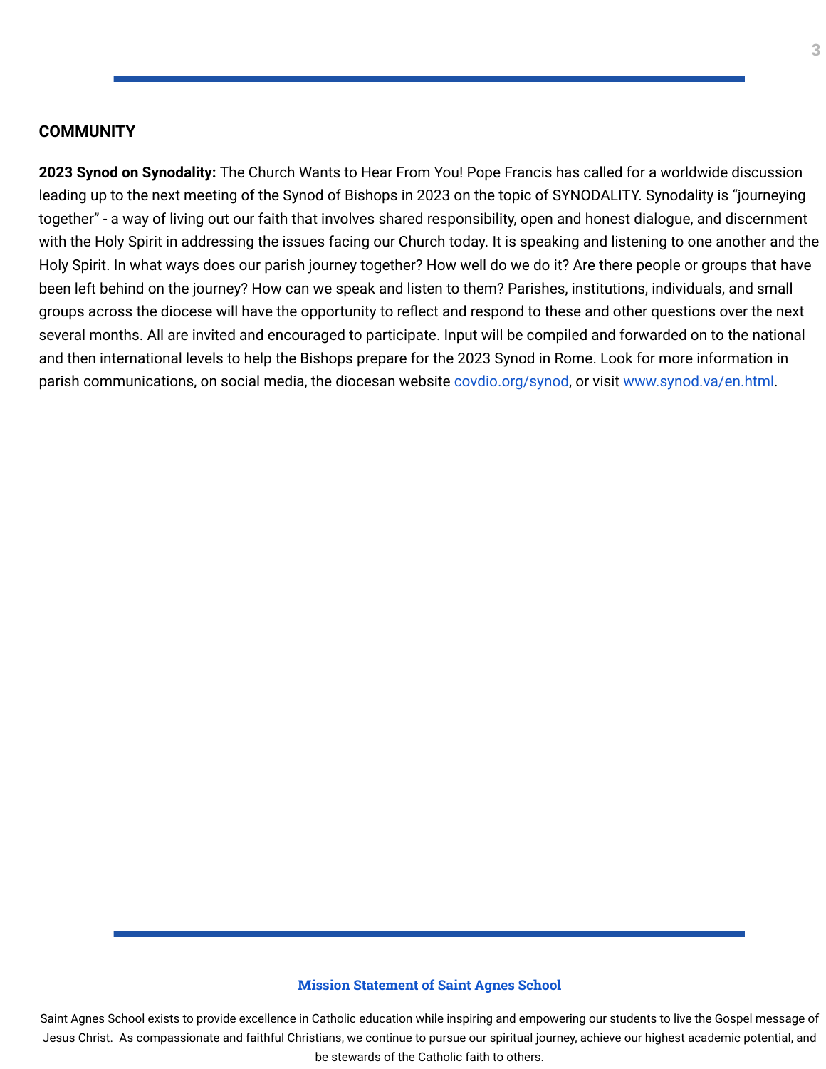## COMMUNITY

**2023 Synod on Synodality:** The Church Wants to Hear From You! Pope Francis has called for a worldwide discussion leading up to the next meeting of the Synod of Bishops in 2023 on the topic of SYNODALITY. Synodality is "journeying together" - a way of living out our faith that involves shared responsibility, open and honest dialogue, and discernment with the Holy Spirit in addressing the issues facing our Church today. It is speaking and listening to one another and the Holy Spirit. In what ways does our parish journey together? How well do we do it? Are there people or groups that have been left behind on the journey? How can we speak and listen to them? Parishes, institutions, individuals, and small groups across the diocese will have the opportunity to reflect and respond to these and other questions over the next several months. All are invited and encouraged to participate. Input will be compiled and forwarded on to the national and then international levels to help the Bishops prepare for the 2023 Synod in Rome. Look for more information in parish communications, on social media, the diocesan website [covdio.org/synod](covdio.org/synod), or visit [www.synod.va/en.html](www.synod.va/en.html).

**Mission Statement of Saint Agnes School**

Saint Agnes School exists to provide excellence in Catholic education while inspiring and empowering our students to live the Gospel message of Jesus Christ. As compassionate and faithful Christians, we continue to pursue our spiritual journey, achieve our highest academic potential, and be stewards of the Catholic faith to others.